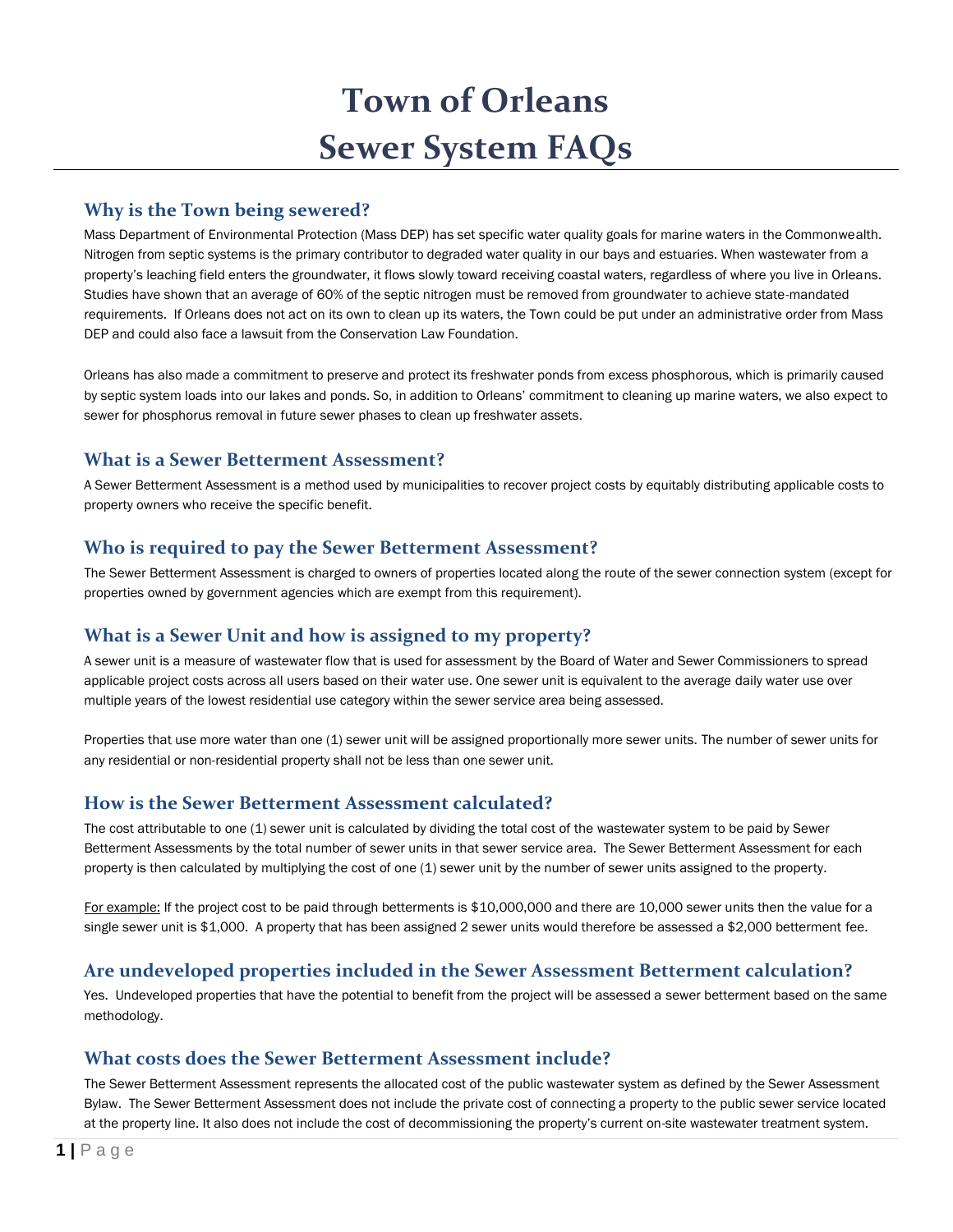# Town of Orleans
# Sewer System FAQs

## Why is the Town being sewered?

Mass Department of Environmental Protection (Mass DEP) has set specific water quality goals for marine waters in the Commonwealth. Nitrogen from septic systems is the primary contributor to degraded water quality in our bays and estuaries. When wastewater from a property's leaching field enters the groundwater, it flows slowly toward receiving coastal waters, regardless of where you live in Orleans. Studies have shown that an average of 60% of the septic nitrogen must be removed from groundwater to achieve state-mandated requirements. If Orleans does not act on its own to clean up its waters, the Town could be put under an administrative order from Mass DEP and could also face a lawsuit from the Conservation Law Foundation.

Orleans has also made a commitment to preserve and protect its freshwater ponds from excess phosphorous, which is primarily caused by septic system loads into our lakes and ponds. So, in addition to Orleans' commitment to cleaning up marine waters, we also expect to sewer for phosphorus removal in future sewer phases to clean up freshwater assets.

## What is a Sewer Betterment Assessment?

A Sewer Betterment Assessment is a method used by municipalities to recover project costs by equitably distributing applicable costs to property owners who receive the specific benefit.

## Who is required to pay the Sewer Betterment Assessment?

The Sewer Betterment Assessment is charged to owners of properties located along the route of the sewer connection system (except for properties owned by government agencies which are exempt from this requirement).

## What is a Sewer Unit and how is assigned to my property?

A sewer unit is a measure of wastewater flow that is used for assessment by the Board of Water and Sewer Commissioners to spread applicable project costs across all users based on their water use. One sewer unit is equivalent to the average daily water use over multiple years of the lowest residential use category within the sewer service area being assessed.

Properties that use more water than one (1) sewer unit will be assigned proportionally more sewer units. The number of sewer units for any residential or non-residential property shall not be less than one sewer unit.

## How is the Sewer Betterment Assessment calculated?

The cost attributable to one (1) sewer unit is calculated by dividing the total cost of the wastewater system to be paid by Sewer Betterment Assessments by the total number of sewer units in that sewer service area. The Sewer Betterment Assessment for each property is then calculated by multiplying the cost of one (1) sewer unit by the number of sewer units assigned to the property.

For example: If the project cost to be paid through betterments is $10,000,000 and there are 10,000 sewer units then the value for a single sewer unit is $1,000. A property that has been assigned 2 sewer units would therefore be assessed a $2,000 betterment fee.

## Are undeveloped properties included in the Sewer Assessment Betterment calculation?

Yes. Undeveloped properties that have the potential to benefit from the project will be assessed a sewer betterment based on the same methodology.

## What costs does the Sewer Betterment Assessment include?

The Sewer Betterment Assessment represents the allocated cost of the public wastewater system as defined by the Sewer Assessment Bylaw. The Sewer Betterment Assessment does not include the private cost of connecting a property to the public sewer service located at the property line. It also does not include the cost of decommissioning the property's current on-site wastewater treatment system.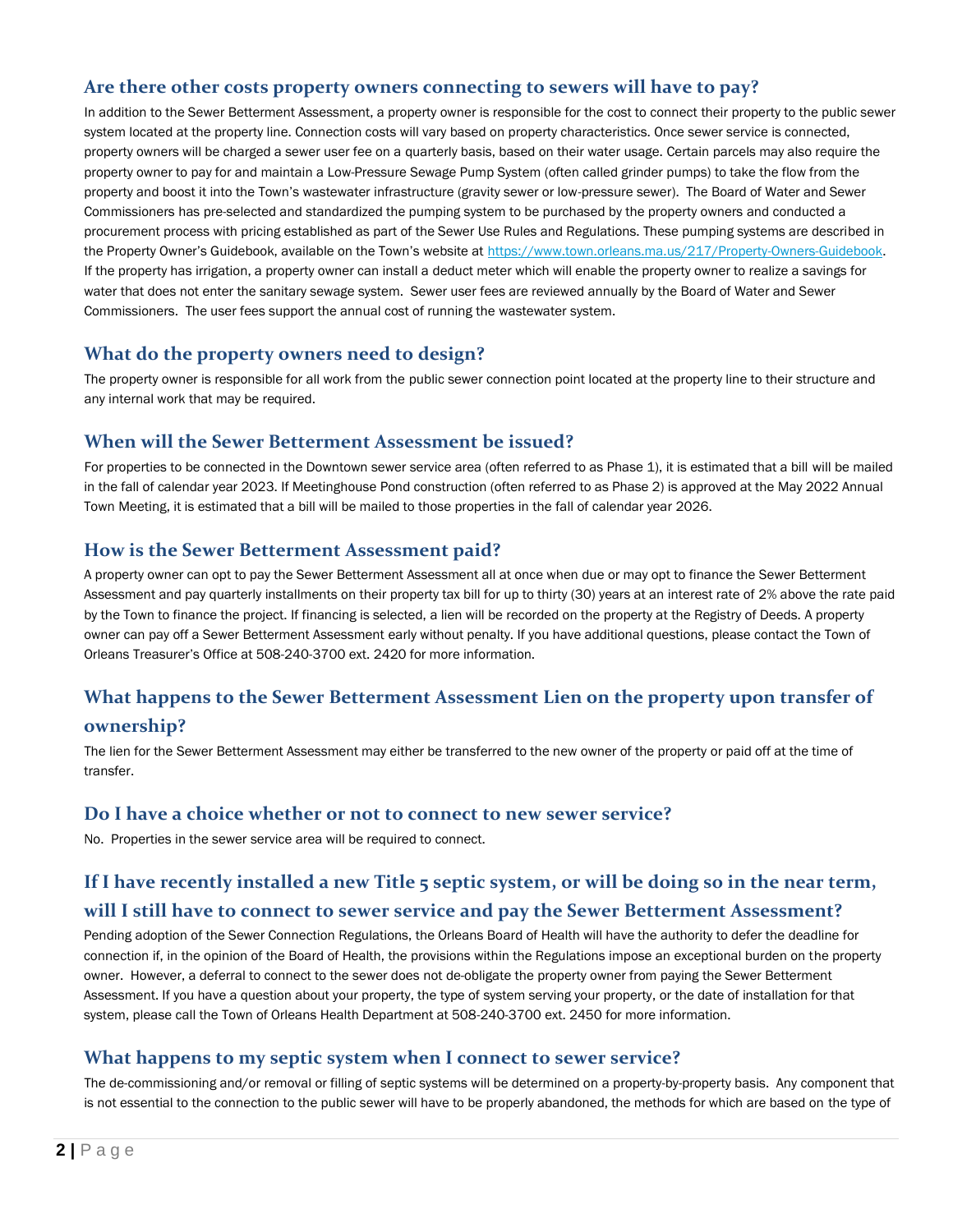## Are there other costs property owners connecting to sewers will have to pay?

In addition to the Sewer Betterment Assessment, a property owner is responsible for the cost to connect their property to the public sewer system located at the property line. Connection costs will vary based on property characteristics. Once sewer service is connected, property owners will be charged a sewer user fee on a quarterly basis, based on their water usage. Certain parcels may also require the property owner to pay for and maintain a Low-Pressure Sewage Pump System (often called grinder pumps) to take the flow from the property and boost it into the Town's wastewater infrastructure (gravity sewer or low-pressure sewer). The Board of Water and Sewer Commissioners has pre-selected and standardized the pumping system to be purchased by the property owners and conducted a procurement process with pricing established as part of the Sewer Use Rules and Regulations. These pumping systems are described in the Property Owner's Guidebook, available on the Town's website at https://www.town.orleans.ma.us/217/Property-Owners-Guidebook. If the property has irrigation, a property owner can install a deduct meter which will enable the property owner to realize a savings for water that does not enter the sanitary sewage system. Sewer user fees are reviewed annually by the Board of Water and Sewer Commissioners. The user fees support the annual cost of running the wastewater system.

## What do the property owners need to design?

The property owner is responsible for all work from the public sewer connection point located at the property line to their structure and any internal work that may be required.

## When will the Sewer Betterment Assessment be issued?

For properties to be connected in the Downtown sewer service area (often referred to as Phase 1), it is estimated that a bill will be mailed in the fall of calendar year 2023. If Meetinghouse Pond construction (often referred to as Phase 2) is approved at the May 2022 Annual Town Meeting, it is estimated that a bill will be mailed to those properties in the fall of calendar year 2026.

## How is the Sewer Betterment Assessment paid?

A property owner can opt to pay the Sewer Betterment Assessment all at once when due or may opt to finance the Sewer Betterment Assessment and pay quarterly installments on their property tax bill for up to thirty (30) years at an interest rate of 2% above the rate paid by the Town to finance the project. If financing is selected, a lien will be recorded on the property at the Registry of Deeds. A property owner can pay off a Sewer Betterment Assessment early without penalty. If you have additional questions, please contact the Town of Orleans Treasurer's Office at 508-240-3700 ext. 2420 for more information.

## What happens to the Sewer Betterment Assessment Lien on the property upon transfer of ownership?

The lien for the Sewer Betterment Assessment may either be transferred to the new owner of the property or paid off at the time of transfer.

## Do I have a choice whether or not to connect to new sewer service?

No. Properties in the sewer service area will be required to connect.

## If I have recently installed a new Title 5 septic system, or will be doing so in the near term, will I still have to connect to sewer service and pay the Sewer Betterment Assessment?

Pending adoption of the Sewer Connection Regulations, the Orleans Board of Health will have the authority to defer the deadline for connection if, in the opinion of the Board of Health, the provisions within the Regulations impose an exceptional burden on the property owner. However, a deferral to connect to the sewer does not de-obligate the property owner from paying the Sewer Betterment Assessment. If you have a question about your property, the type of system serving your property, or the date of installation for that system, please call the Town of Orleans Health Department at 508-240-3700 ext. 2450 for more information.

## What happens to my septic system when I connect to sewer service?

The de-commissioning and/or removal or filling of septic systems will be determined on a property-by-property basis. Any component that is not essential to the connection to the public sewer will have to be properly abandoned, the methods for which are based on the type of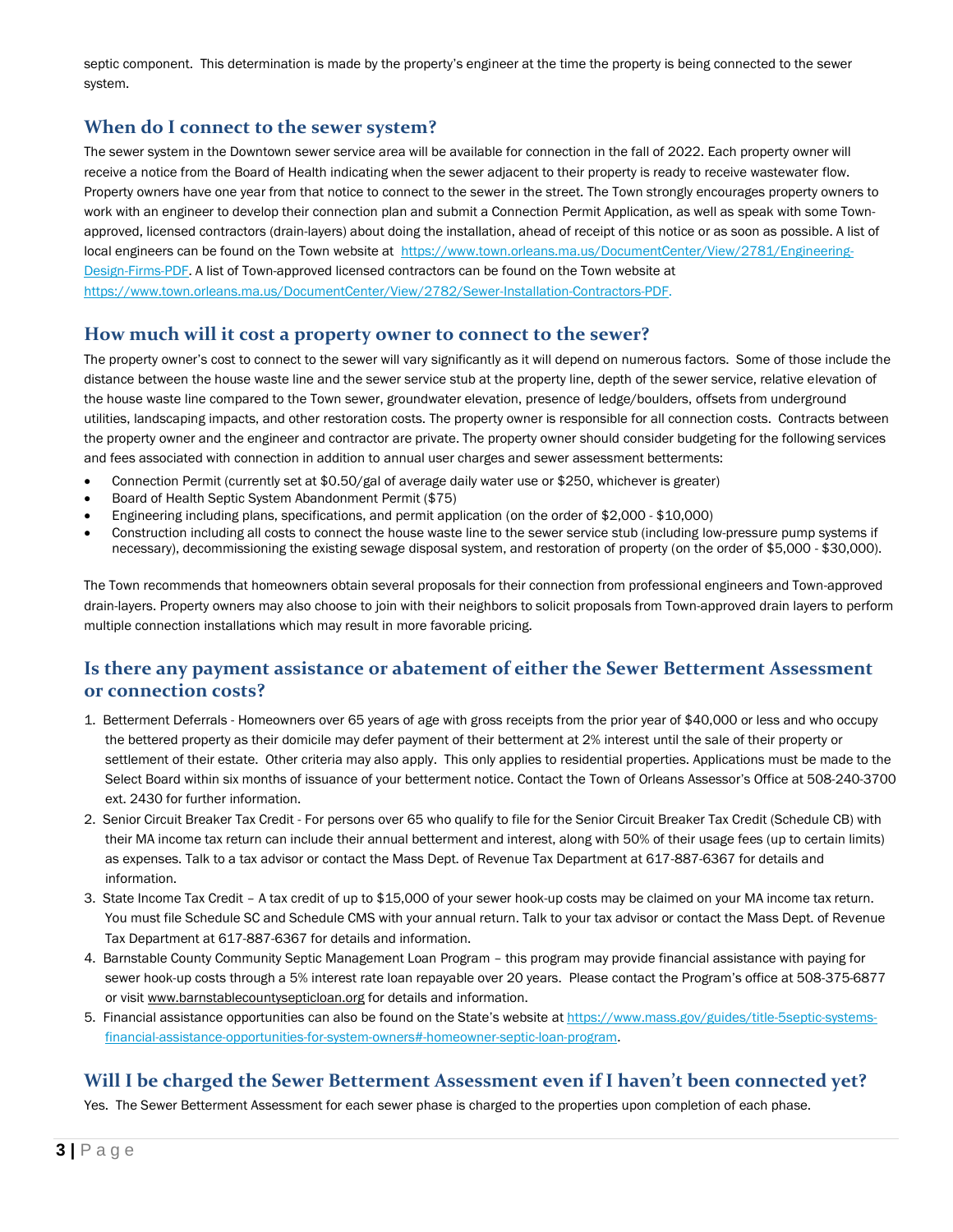septic component. This determination is made by the property's engineer at the time the property is being connected to the sewer system.

## When do I connect to the sewer system?

The sewer system in the Downtown sewer service area will be available for connection in the fall of 2022. Each property owner will receive a notice from the Board of Health indicating when the sewer adjacent to their property is ready to receive wastewater flow. Property owners have one year from that notice to connect to the sewer in the street. The Town strongly encourages property owners to work with an engineer to develop their connection plan and submit a Connection Permit Application, as well as speak with some Town-approved, licensed contractors (drain-layers) about doing the installation, ahead of receipt of this notice or as soon as possible. A list of local engineers can be found on the Town website at [https://www.town.orleans.ma.us/DocumentCenter/View/2781/Engineering-Design-Firms-PDF](https://www.town.orleans.ma.us/DocumentCenter/View/2781/Engineering-Design-Firms-PDF). A list of Town-approved licensed contractors can be found on the Town website at [https://www.town.orleans.ma.us/DocumentCenter/View/2782/Sewer-Installation-Contractors-PDF](https://www.town.orleans.ma.us/DocumentCenter/View/2782/Sewer-Installation-Contractors-PDF).

## How much will it cost a property owner to connect to the sewer?

The property owner's cost to connect to the sewer will vary significantly as it will depend on numerous factors. Some of those include the distance between the house waste line and the sewer service stub at the property line, depth of the sewer service, relative elevation of the house waste line compared to the Town sewer, groundwater elevation, presence of ledge/boulders, offsets from underground utilities, landscaping impacts, and other restoration costs. The property owner is responsible for all connection costs. Contracts between the property owner and the engineer and contractor are private. The property owner should consider budgeting for the following services and fees associated with connection in addition to annual user charges and sewer assessment betterments:

- Connection Permit (currently set at $0.50/gal of average daily water use or $250, whichever is greater)
- Board of Health Septic System Abandonment Permit ($75)
- Engineering including plans, specifications, and permit application (on the order of $2,000 - $10,000)
- Construction including all costs to connect the house waste line to the sewer service stub (including low-pressure pump systems if necessary), decommissioning the existing sewage disposal system, and restoration of property (on the order of $5,000 - $30,000).

The Town recommends that homeowners obtain several proposals for their connection from professional engineers and Town-approved drain-layers. Property owners may also choose to join with their neighbors to solicit proposals from Town-approved drain layers to perform multiple connection installations which may result in more favorable pricing.

## Is there any payment assistance or abatement of either the Sewer Betterment Assessment or connection costs?

1. Betterment Deferrals - Homeowners over 65 years of age with gross receipts from the prior year of $40,000 or less and who occupy the bettered property as their domicile may defer payment of their betterment at 2% interest until the sale of their property or settlement of their estate. Other criteria may also apply. This only applies to residential properties. Applications must be made to the Select Board within six months of issuance of your betterment notice. Contact the Town of Orleans Assessor's Office at 508-240-3700 ext. 2430 for further information.
2. Senior Circuit Breaker Tax Credit - For persons over 65 who qualify to file for the Senior Circuit Breaker Tax Credit (Schedule CB) with their MA income tax return can include their annual betterment and interest, along with 50% of their usage fees (up to certain limits) as expenses. Talk to a tax advisor or contact the Mass Dept. of Revenue Tax Department at 617-887-6367 for details and information.
3. State Income Tax Credit – A tax credit of up to $15,000 of your sewer hook-up costs may be claimed on your MA income tax return. You must file Schedule SC and Schedule CMS with your annual return. Talk to your tax advisor or contact the Mass Dept. of Revenue Tax Department at 617-887-6367 for details and information.
4. Barnstable County Community Septic Management Loan Program – this program may provide financial assistance with paying for sewer hook-up costs through a 5% interest rate loan repayable over 20 years. Please contact the Program's office at 508-375-6877 or visit www.barnstablecountysepticloan.org for details and information.
5. Financial assistance opportunities can also be found on the State's website at [https://www.mass.gov/guides/title-5septic-systems-financial-assistance-opportunities-for-system-owners#-homeowner-septic-loan-program](https://www.mass.gov/guides/title-5septic-systems-financial-assistance-opportunities-for-system-owners#-homeowner-septic-loan-program).

## Will I be charged the Sewer Betterment Assessment even if I haven't been connected yet?

Yes. The Sewer Betterment Assessment for each sewer phase is charged to the properties upon completion of each phase.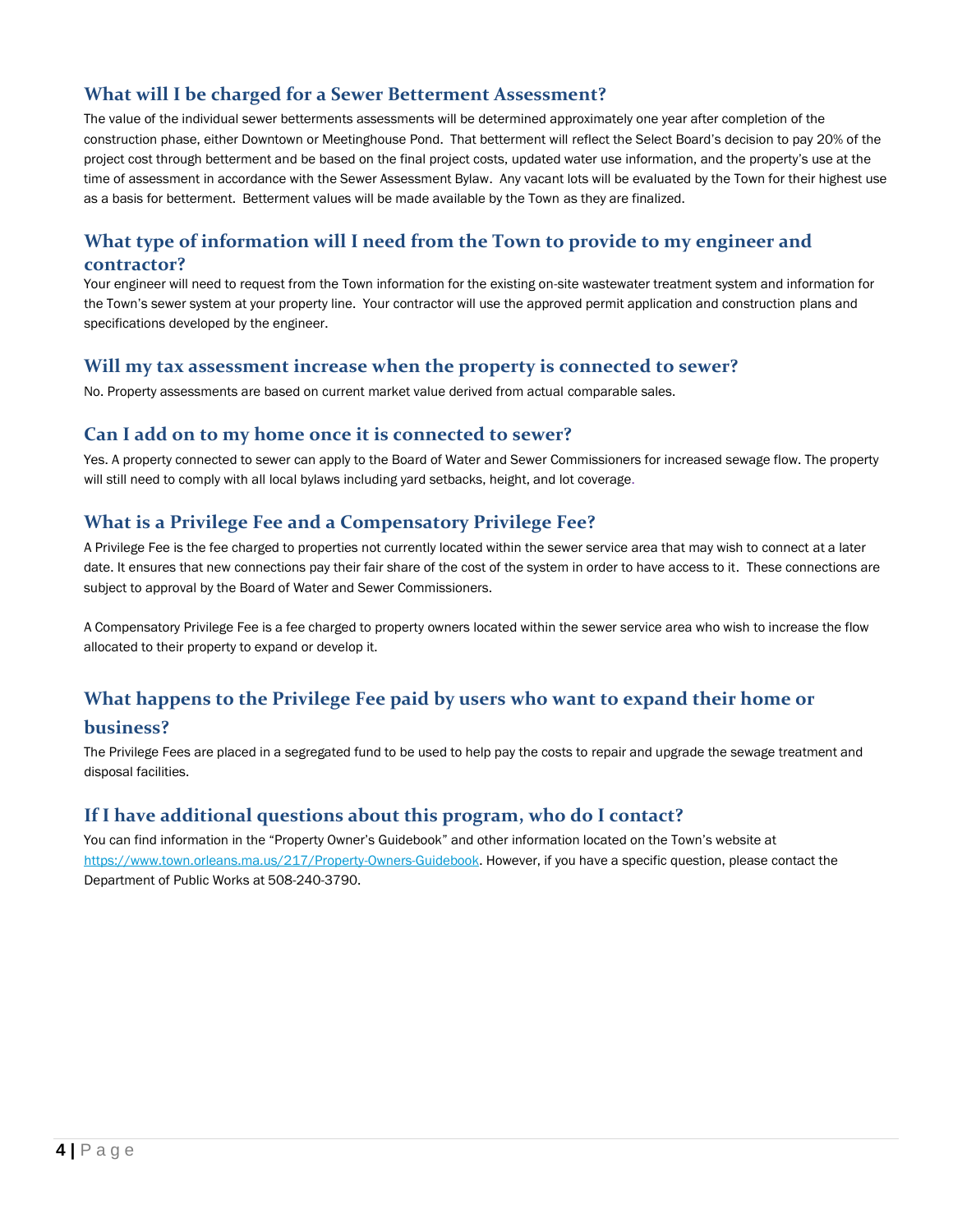## What will I be charged for a Sewer Betterment Assessment?

The value of the individual sewer betterments assessments will be determined approximately one year after completion of the construction phase, either Downtown or Meetinghouse Pond. That betterment will reflect the Select Board's decision to pay 20% of the project cost through betterment and be based on the final project costs, updated water use information, and the property's use at the time of assessment in accordance with the Sewer Assessment Bylaw. Any vacant lots will be evaluated by the Town for their highest use as a basis for betterment. Betterment values will be made available by the Town as they are finalized.

## What type of information will I need from the Town to provide to my engineer and contractor?

Your engineer will need to request from the Town information for the existing on-site wastewater treatment system and information for the Town's sewer system at your property line. Your contractor will use the approved permit application and construction plans and specifications developed by the engineer.

## Will my tax assessment increase when the property is connected to sewer?

No. Property assessments are based on current market value derived from actual comparable sales.

## Can I add on to my home once it is connected to sewer?

Yes. A property connected to sewer can apply to the Board of Water and Sewer Commissioners for increased sewage flow. The property will still need to comply with all local bylaws including yard setbacks, height, and lot coverage.

## What is a Privilege Fee and a Compensatory Privilege Fee?

A Privilege Fee is the fee charged to properties not currently located within the sewer service area that may wish to connect at a later date. It ensures that new connections pay their fair share of the cost of the system in order to have access to it. These connections are subject to approval by the Board of Water and Sewer Commissioners.

A Compensatory Privilege Fee is a fee charged to property owners located within the sewer service area who wish to increase the flow allocated to their property to expand or develop it.

## What happens to the Privilege Fee paid by users who want to expand their home or business?

The Privilege Fees are placed in a segregated fund to be used to help pay the costs to repair and upgrade the sewage treatment and disposal facilities.

## If I have additional questions about this program, who do I contact?

You can find information in the "Property Owner's Guidebook" and other information located on the Town's website at [https://www.town.orleans.ma.us/217/Property-Owners-Guidebook](https://www.town.orleans.ma.us/217/Property-Owners-Guidebook). However, if you have a specific question, please contact the Department of Public Works at 508-240-3790.